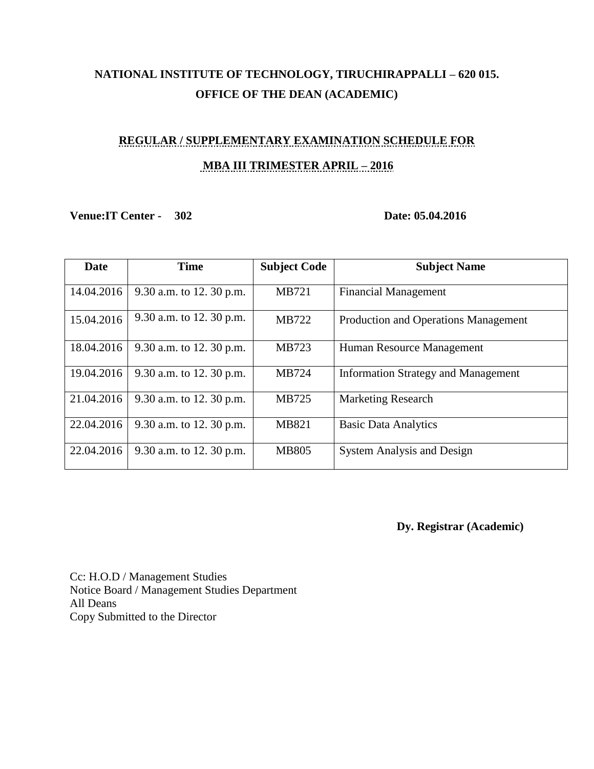**NATIONAL INSTITUTE OF TECHNOLOGY, TIRUCHIRAPPALLI – 620 015.**

**OFFICE OF THE DEAN (ACADEMIC)**

**REGULAR / SUPPLEMENTARY EXAMINATION SCHEDULE FOR**

**MBA III TRIMESTER APRIL – 2016**

**Venue:IT Center - 302** **Date: 05.04.2016**

| Date | Time | Subject Code | Subject Name |
|---|---|---|---|
| 14.04.2016 | 9.30 a.m. to 12. 30 p.m. | MB721 | Financial Management |
| 15.04.2016 | 9.30 a.m. to 12. 30 p.m. | MB722 | Production and Operations Management |
| 18.04.2016 | 9.30 a.m. to 12. 30 p.m. | MB723 | Human Resource Management |
| 19.04.2016 | 9.30 a.m. to 12. 30 p.m. | MB724 | Information Strategy and Management |
| 21.04.2016 | 9.30 a.m. to 12. 30 p.m. | MB725 | Marketing Research |
| 22.04.2016 | 9.30 a.m. to 12. 30 p.m. | MB821 | Basic Data Analytics |
| 22.04.2016 | 9.30 a.m. to 12. 30 p.m. | MB805 | System Analysis and Design |

**Dy. Registrar (Academic)**

Cc: H.O.D / Management Studies
Notice Board / Management Studies Department
All Deans
Copy Submitted to the Director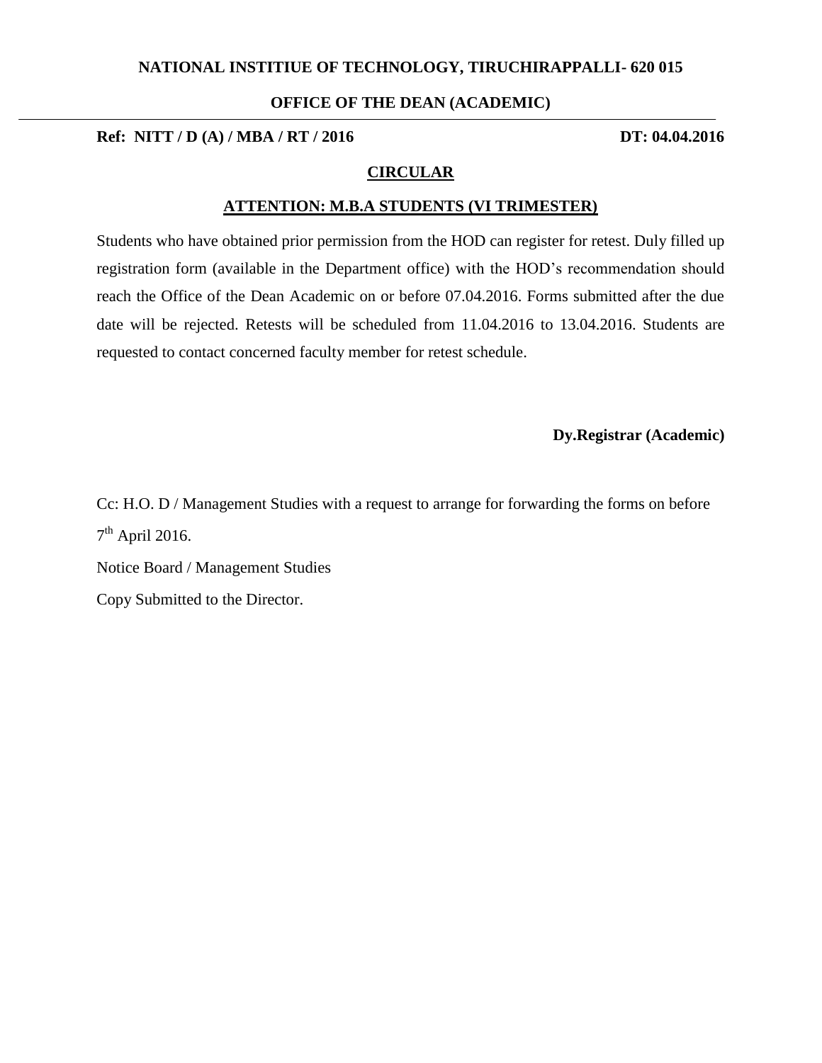**NATIONAL INSTITIUE OF TECHNOLOGY, TIRUCHIRAPPALLI- 620 015**

**OFFICE OF THE DEAN (ACADEMIC)**

**Ref: NITT / D (A) / MBA / RT / 2016** **DT: 04.04.2016**

## CIRCULAR

### ATTENTION: M.B.A STUDENTS (VI TRIMESTER)

Students who have obtained prior permission from the HOD can register for retest. Duly filled up registration form (available in the Department office) with the HOD's recommendation should reach the Office of the Dean Academic on or before 07.04.2016. Forms submitted after the due date will be rejected. Retests will be scheduled from 11.04.2016 to 13.04.2016. Students are requested to contact concerned faculty member for retest schedule.

**Dy.Registrar (Academic)**

Cc: H.O. D / Management Studies with a request to arrange for forwarding the forms on before 7th April 2016.

Notice Board / Management Studies

Copy Submitted to the Director.